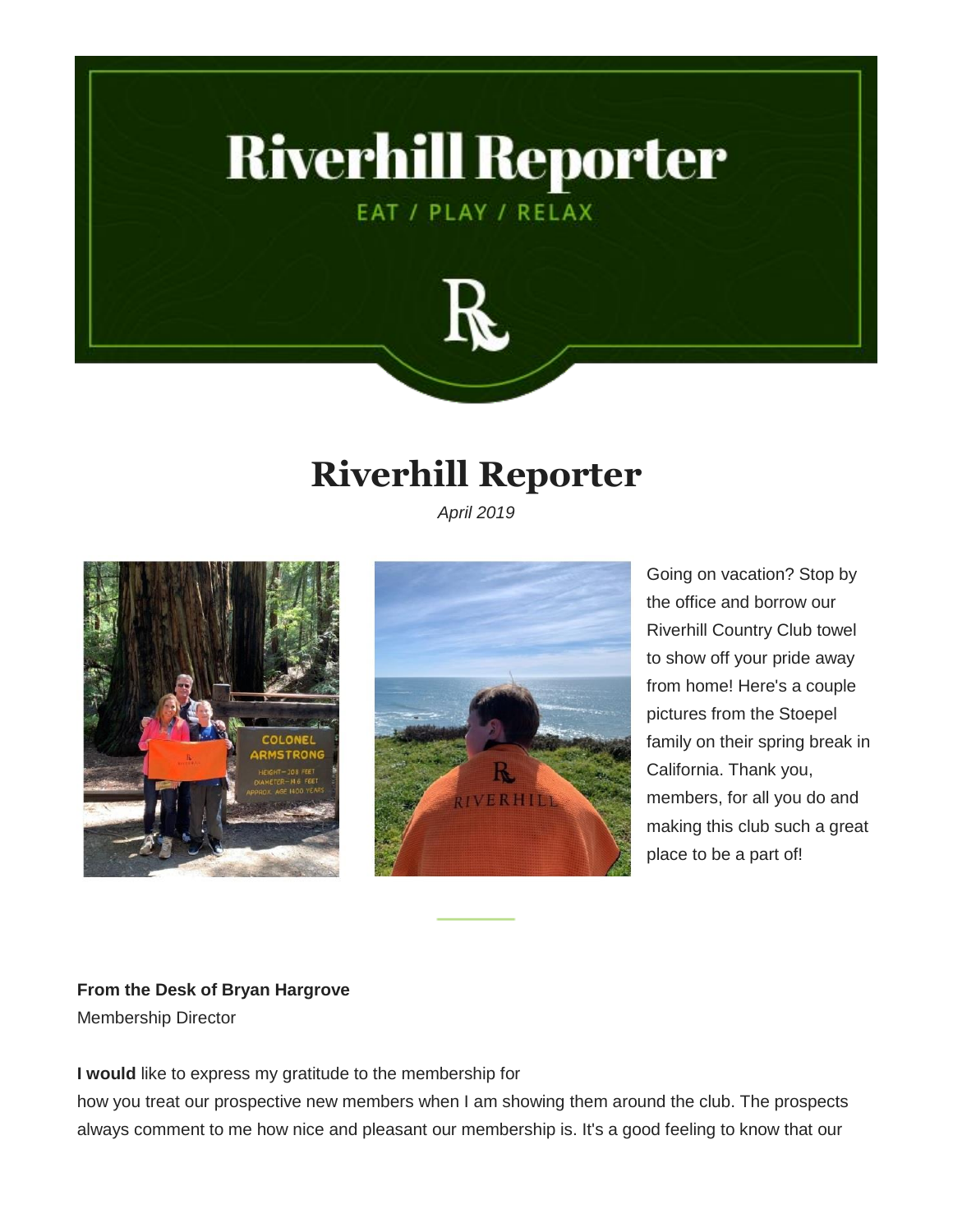# Riverhill Reporter

EAT / PLAY / RELAX

# Riverhill Reporter

*April 2019*

Going on vacation? Stop by the office and borrow our Riverhill Country Club towel to show off your pride away from home! Here's a couple pictures from the Stoepel family on their spring break in California. Thank you, members, for all you do and making this club such a great place to be a part of!

**From the Desk of Bryan Hargrove**
Membership Director

**I would** like to express my gratitude to the membership for how you treat our prospective new members when I am showing them around the club. The prospects always comment to me how nice and pleasant our membership is. It's a good feeling to know that our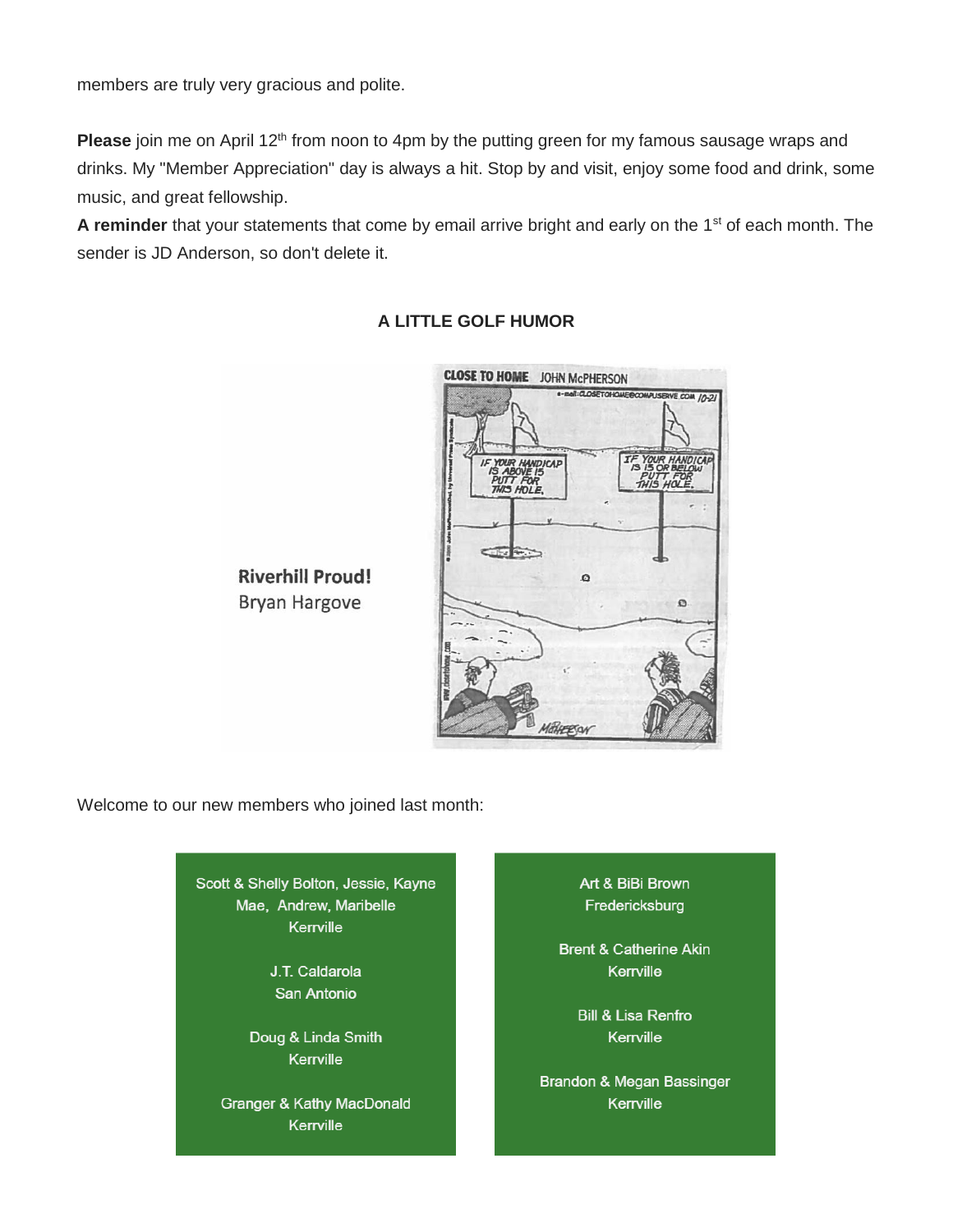members are truly very gracious and polite.

**Please** join me on April 12th from noon to 4pm by the putting green for my famous sausage wraps and drinks. My "Member Appreciation" day is always a hit. Stop by and visit, enjoy some food and drink, some music, and great fellowship.

**A reminder** that your statements that come by email arrive bright and early on the 1st of each month. The sender is JD Anderson, so don't delete it.

**A LITTLE GOLF HUMOR**

**Riverhill Proud!**
Bryan Hargove

CLOSE TO HOME JOHN McPHERSON

IF YOUR HANDICAP IS ABOVE 15 PUTT FOR THIS HOLE.

IF YOUR HANDICAP IS 15 OR BELOW PUTT FOR THIS HOLE.

Welcome to our new members who joined last month:

Scott & Shelly Bolton, Jessie, Kayne Mae, Andrew, Maribelle
Kerrville

J.T. Caldarola
San Antonio

Doug & Linda Smith
Kerrville

Granger & Kathy MacDonald
Kerrville

Art & BiBi Brown
Fredericksburg

Brent & Catherine Akin
Kerrville

Bill & Lisa Renfro
Kerrville

Brandon & Megan Bassinger
Kerrville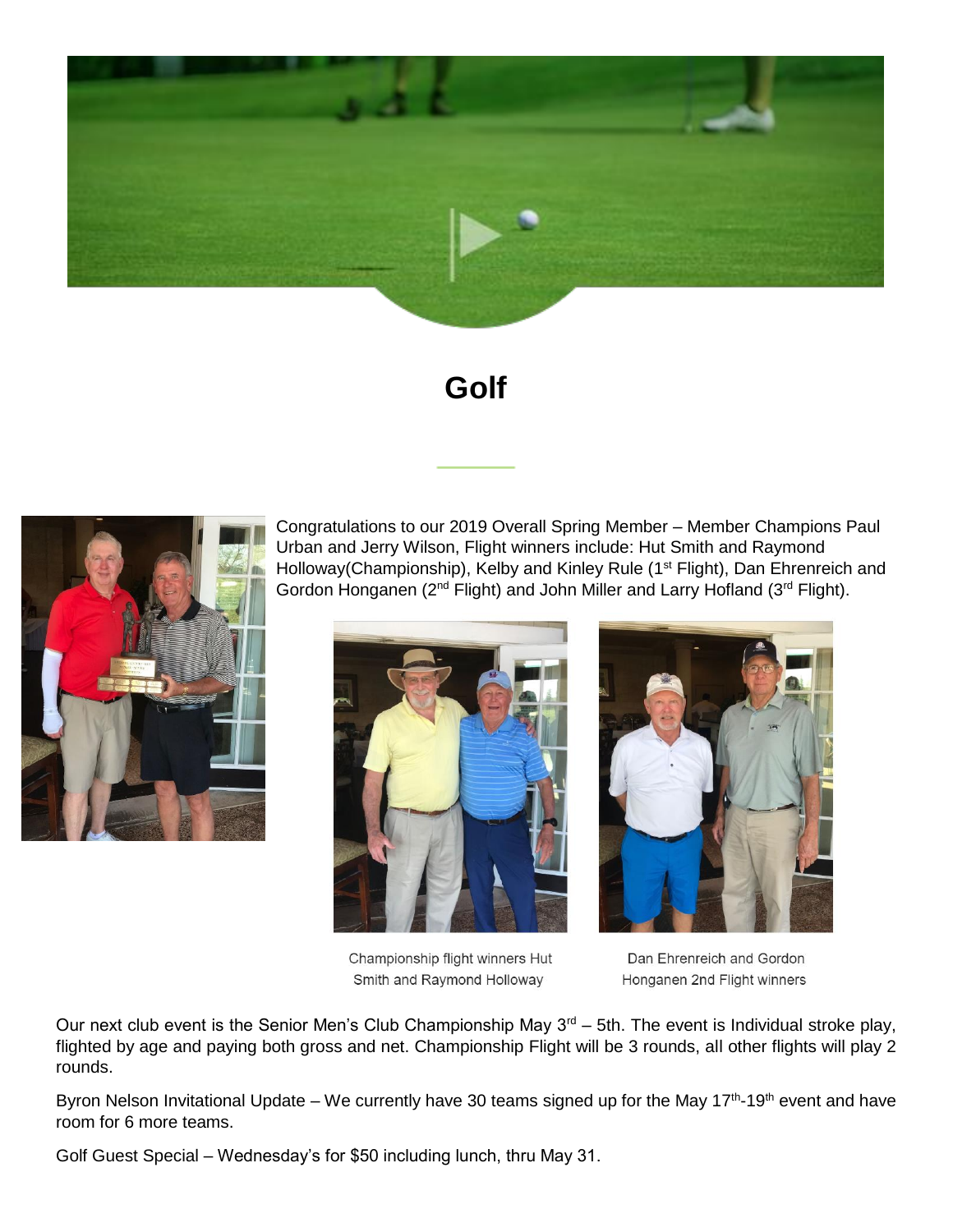# Golf

Congratulations to our 2019 Overall Spring Member – Member Champions Paul Urban and Jerry Wilson, Flight winners include: Hut Smith and Raymond Holloway(Championship), Kelby and Kinley Rule (1st Flight), Dan Ehrenreich and Gordon Honganen (2nd Flight) and John Miller and Larry Hofland (3rd Flight).

Championship flight winners Hut Smith and Raymond Holloway

Dan Ehrenreich and Gordon Honganen 2nd Flight winners

Our next club event is the Senior Men's Club Championship May 3rd – 5th. The event is Individual stroke play, flighted by age and paying both gross and net. Championship Flight will be 3 rounds, all other flights will play 2 rounds.

Byron Nelson Invitational Update – We currently have 30 teams signed up for the May 17th-19th event and have room for 6 more teams.

Golf Guest Special – Wednesday's for $50 including lunch, thru May 31.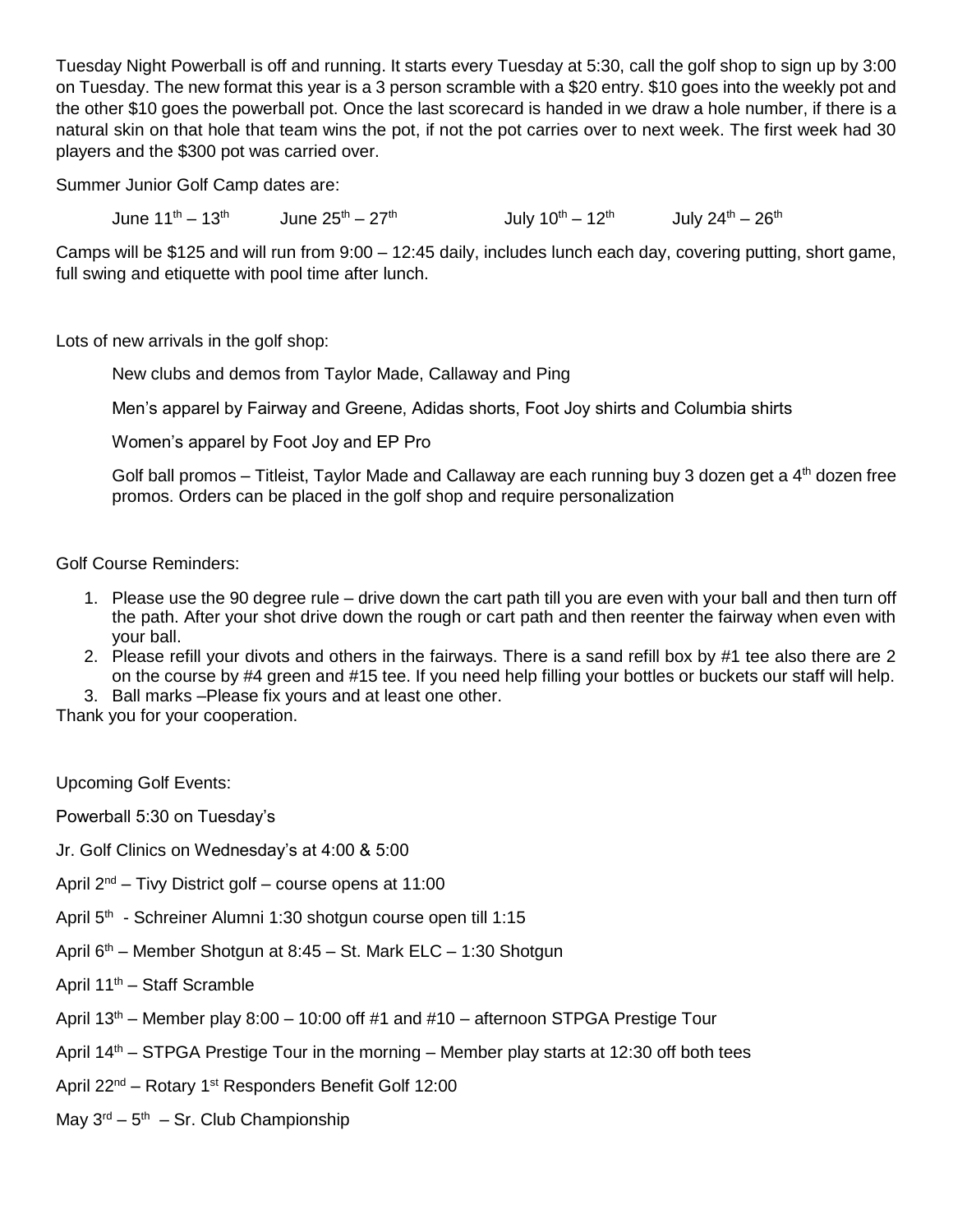Tuesday Night Powerball is off and running. It starts every Tuesday at 5:30, call the golf shop to sign up by 3:00 on Tuesday. The new format this year is a 3 person scramble with a $20 entry. $10 goes into the weekly pot and the other $10 goes the powerball pot. Once the last scorecard is handed in we draw a hole number, if there is a natural skin on that hole that team wins the pot, if not the pot carries over to next week. The first week had 30 players and the $300 pot was carried over.

Summer Junior Golf Camp dates are:

June 11th – 13th     June 25th – 27th     July 10th – 12th     July 24th – 26th

Camps will be $125 and will run from 9:00 – 12:45 daily, includes lunch each day, covering putting, short game, full swing and etiquette with pool time after lunch.

Lots of new arrivals in the golf shop:

New clubs and demos from Taylor Made, Callaway and Ping

Men's apparel by Fairway and Greene, Adidas shorts, Foot Joy shirts and Columbia shirts

Women's apparel by Foot Joy and EP Pro

Golf ball promos – Titleist, Taylor Made and Callaway are each running buy 3 dozen get a 4th dozen free promos. Orders can be placed in the golf shop and require personalization

Golf Course Reminders:

1. Please use the 90 degree rule – drive down the cart path till you are even with your ball and then turn off the path. After your shot drive down the rough or cart path and then reenter the fairway when even with your ball.
2. Please refill your divots and others in the fairways. There is a sand refill box by #1 tee also there are 2 on the course by #4 green and #15 tee. If you need help filling your bottles or buckets our staff will help.
3. Ball marks –Please fix yours and at least one other.

Thank you for your cooperation.

Upcoming Golf Events:

Powerball 5:30 on Tuesday's

Jr. Golf Clinics on Wednesday's at 4:00 & 5:00

April 2nd – Tivy District golf – course opens at 11:00

April 5th - Schreiner Alumni 1:30 shotgun course open till 1:15

April 6th – Member Shotgun at 8:45 – St. Mark ELC – 1:30 Shotgun

April 11th – Staff Scramble

April 13th – Member play 8:00 – 10:00 off #1 and #10 – afternoon STPGA Prestige Tour

April 14th – STPGA Prestige Tour in the morning – Member play starts at 12:30 off both tees

April 22nd – Rotary 1st Responders Benefit Golf 12:00

May 3rd – 5th – Sr. Club Championship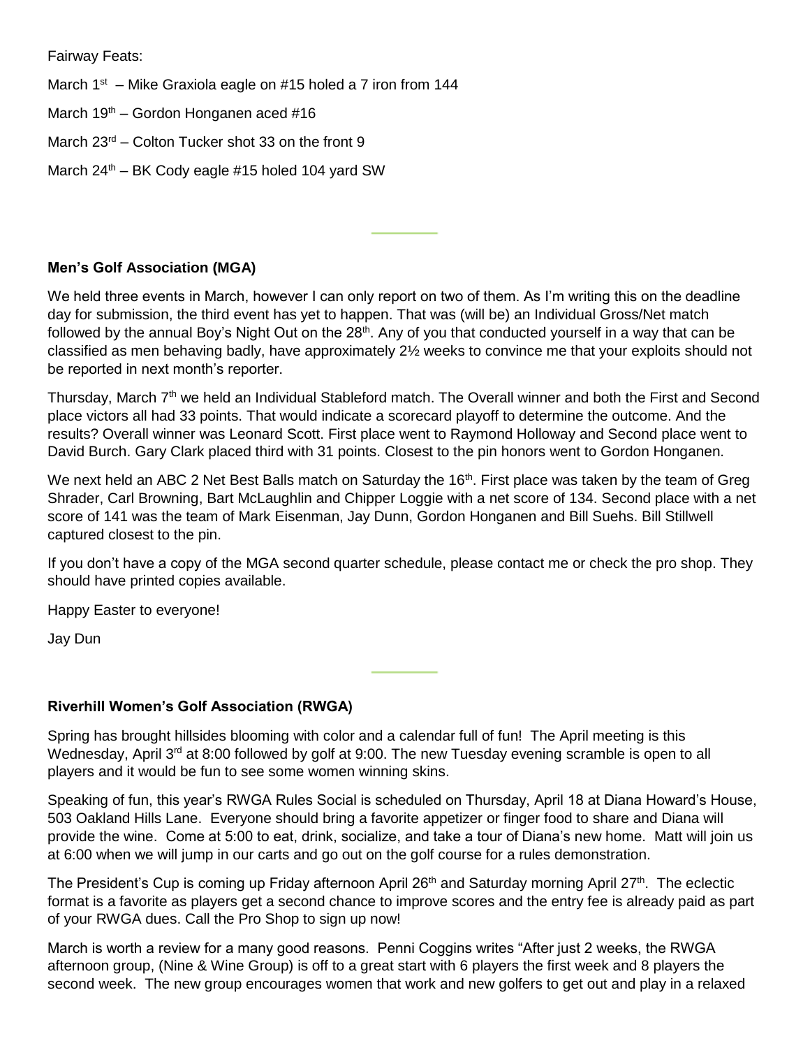Fairway Feats:

March 1st – Mike Graxiola eagle on #15 holed a 7 iron from 144

March 19th – Gordon Honganen aced #16

March 23rd – Colton Tucker shot 33 on the front 9

March 24th – BK Cody eagle #15 holed 104 yard SW

---

### Men's Golf Association (MGA)

We held three events in March, however I can only report on two of them. As I'm writing this on the deadline day for submission, the third event has yet to happen. That was (will be) an Individual Gross/Net match followed by the annual Boy's Night Out on the 28th. Any of you that conducted yourself in a way that can be classified as men behaving badly, have approximately 2½ weeks to convince me that your exploits should not be reported in next month's reporter.

Thursday, March 7th we held an Individual Stableford match. The Overall winner and both the First and Second place victors all had 33 points. That would indicate a scorecard playoff to determine the outcome. And the results? Overall winner was Leonard Scott. First place went to Raymond Holloway and Second place went to David Burch. Gary Clark placed third with 31 points. Closest to the pin honors went to Gordon Honganen.

We next held an ABC 2 Net Best Balls match on Saturday the 16th. First place was taken by the team of Greg Shrader, Carl Browning, Bart McLaughlin and Chipper Loggie with a net score of 134. Second place with a net score of 141 was the team of Mark Eisenman, Jay Dunn, Gordon Honganen and Bill Suehs. Bill Stillwell captured closest to the pin.

If you don't have a copy of the MGA second quarter schedule, please contact me or check the pro shop. They should have printed copies available.

Happy Easter to everyone!

Jay Dun

---

### Riverhill Women's Golf Association (RWGA)

Spring has brought hillsides blooming with color and a calendar full of fun! The April meeting is this Wednesday, April 3rd at 8:00 followed by golf at 9:00. The new Tuesday evening scramble is open to all players and it would be fun to see some women winning skins.

Speaking of fun, this year's RWGA Rules Social is scheduled on Thursday, April 18 at Diana Howard's House, 503 Oakland Hills Lane. Everyone should bring a favorite appetizer or finger food to share and Diana will provide the wine. Come at 5:00 to eat, drink, socialize, and take a tour of Diana's new home. Matt will join us at 6:00 when we will jump in our carts and go out on the golf course for a rules demonstration.

The President's Cup is coming up Friday afternoon April 26th and Saturday morning April 27th. The eclectic format is a favorite as players get a second chance to improve scores and the entry fee is already paid as part of your RWGA dues. Call the Pro Shop to sign up now!

March is worth a review for a many good reasons. Penni Coggins writes "After just 2 weeks, the RWGA afternoon group, (Nine & Wine Group) is off to a great start with 6 players the first week and 8 players the second week. The new group encourages women that work and new golfers to get out and play in a relaxed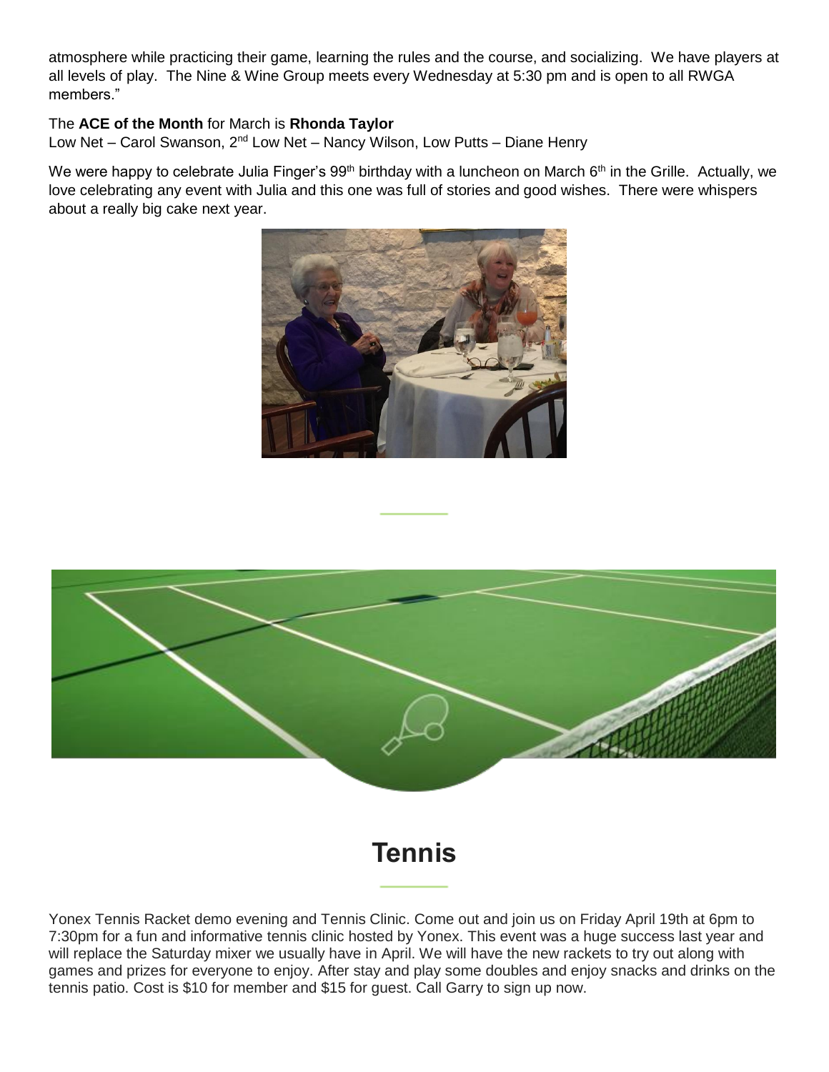atmosphere while practicing their game, learning the rules and the course, and socializing. We have players at all levels of play. The Nine & Wine Group meets every Wednesday at 5:30 pm and is open to all RWGA members."

The **ACE of the Month** for March is **Rhonda Taylor**
Low Net – Carol Swanson, 2nd Low Net – Nancy Wilson, Low Putts – Diane Henry

We were happy to celebrate Julia Finger's 99th birthday with a luncheon on March 6th in the Grille. Actually, we love celebrating any event with Julia and this one was full of stories and good wishes. There were whispers about a really big cake next year.

# Tennis

Yonex Tennis Racket demo evening and Tennis Clinic. Come out and join us on Friday April 19th at 6pm to 7:30pm for a fun and informative tennis clinic hosted by Yonex. This event was a huge success last year and will replace the Saturday mixer we usually have in April. We will have the new rackets to try out along with games and prizes for everyone to enjoy. After stay and play some doubles and enjoy snacks and drinks on the tennis patio. Cost is $10 for member and $15 for guest. Call Garry to sign up now.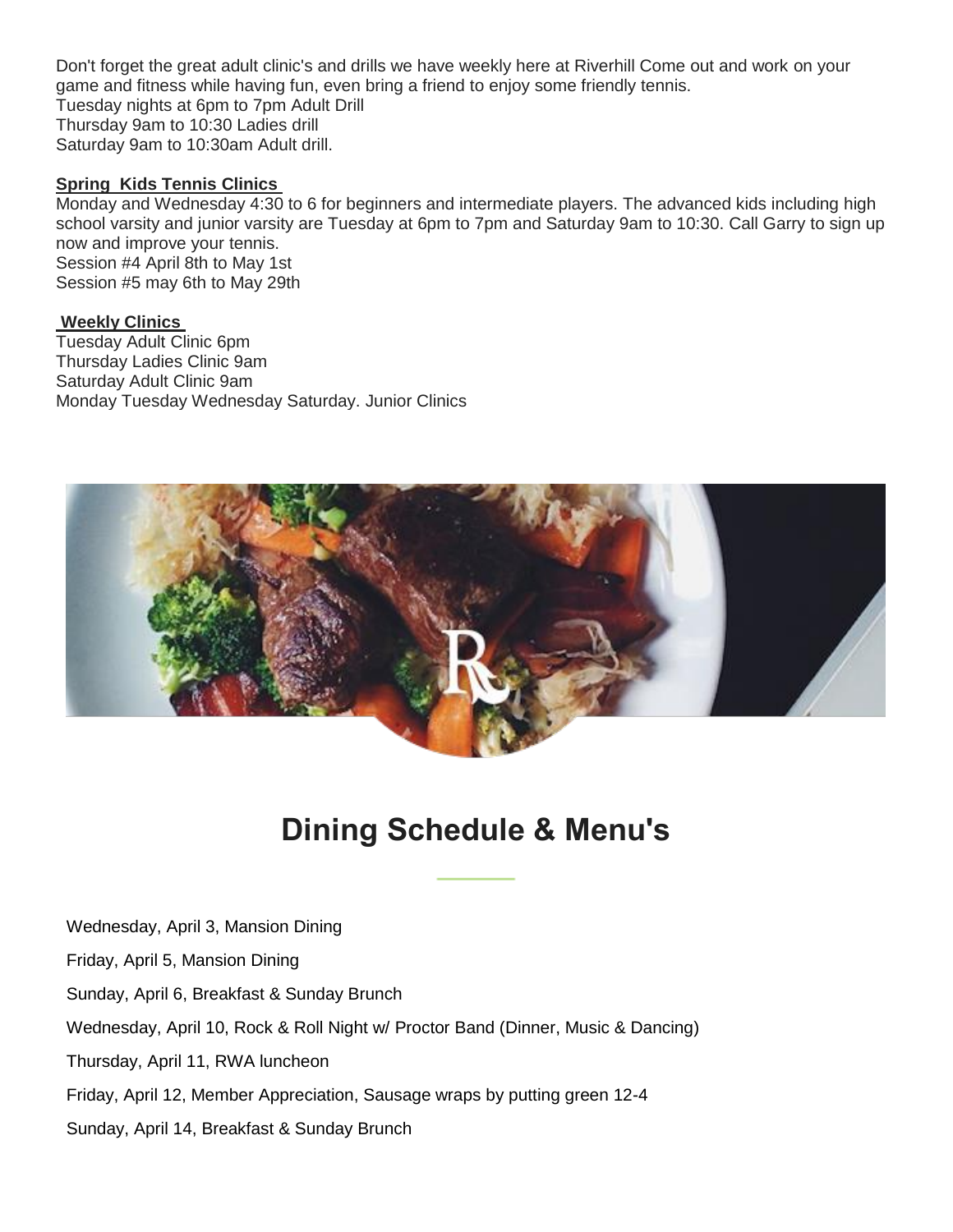Don't forget the great adult clinic's and drills we have weekly here at Riverhill Come out and work on your game and fitness while having fun, even bring a friend to enjoy some friendly tennis.
Tuesday nights at 6pm to 7pm Adult Drill
Thursday 9am to 10:30 Ladies drill
Saturday 9am to 10:30am Adult drill.

**Spring Kids Tennis Clinics**

Monday and Wednesday 4:30 to 6 for beginners and intermediate players. The advanced kids including high school varsity and junior varsity are Tuesday at 6pm to 7pm and Saturday 9am to 10:30. Call Garry to sign up now and improve your tennis.
Session #4 April 8th to May 1st
Session #5 may 6th to May 29th

**Weekly Clinics**

Tuesday Adult Clinic 6pm
Thursday Ladies Clinic 9am
Saturday Adult Clinic 9am
Monday Tuesday Wednesday Saturday. Junior Clinics

# Dining Schedule & Menu's

Wednesday, April 3, Mansion Dining

Friday, April 5, Mansion Dining

Sunday, April 6, Breakfast & Sunday Brunch

Wednesday, April 10, Rock & Roll Night w/ Proctor Band (Dinner, Music & Dancing)

Thursday, April 11, RWA luncheon

Friday, April 12, Member Appreciation, Sausage wraps by putting green 12-4

Sunday, April 14, Breakfast & Sunday Brunch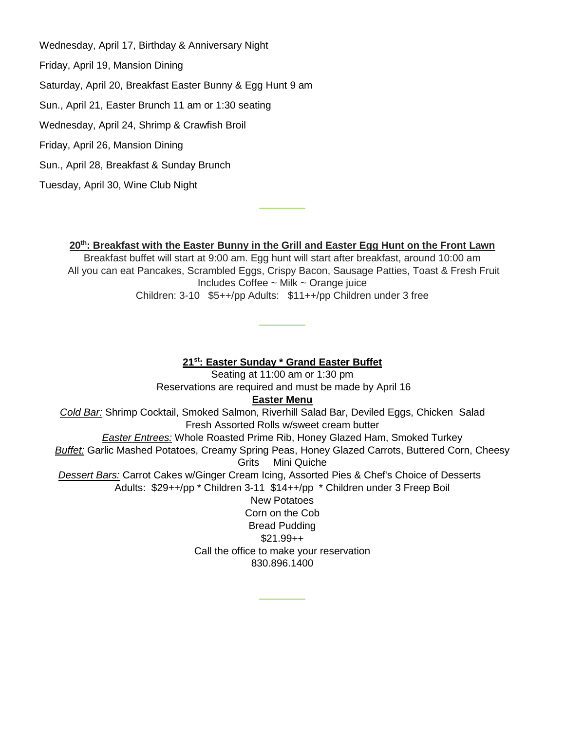Wednesday, April 17, Birthday & Anniversary Night

Friday, April 19, Mansion Dining

Saturday, April 20, Breakfast Easter Bunny & Egg Hunt 9 am

Sun., April 21, Easter Brunch 11 am or 1:30 seating

Wednesday, April 24, Shrimp & Crawfish Broil

Friday, April 26, Mansion Dining

Sun., April 28, Breakfast & Sunday Brunch

Tuesday, April 30, Wine Club Night

---

**20th: Breakfast with the Easter Bunny in the Grill and Easter Egg Hunt on the Front Lawn**

Breakfast buffet will start at 9:00 am. Egg hunt will start after breakfast, around 10:00 am
All you can eat Pancakes, Scrambled Eggs, Crispy Bacon, Sausage Patties, Toast & Fresh Fruit
Includes Coffee ~ Milk ~ Orange juice
Children: 3-10 $5++/pp Adults: $11++/pp Children under 3 free

---

**21st: Easter Sunday * Grand Easter Buffet**

Seating at 11:00 am or 1:30 pm
Reservations are required and must be made by April 16

**Easter Menu**

*Cold Bar:* Shrimp Cocktail, Smoked Salmon, Riverhill Salad Bar, Deviled Eggs, Chicken Salad
Fresh Assorted Rolls w/sweet cream butter
*Easter Entrees:* Whole Roasted Prime Rib, Honey Glazed Ham, Smoked Turkey
*Buffet:* Garlic Mashed Potatoes, Creamy Spring Peas, Honey Glazed Carrots, Buttered Corn, Cheesy Grits Mini Quiche
*Dessert Bars:* Carrot Cakes w/Ginger Cream Icing, Assorted Pies & Chef's Choice of Desserts
Adults: $29++/pp * Children 3-11 $14++/pp * Children under 3 Freep Boil
New Potatoes
Corn on the Cob
Bread Pudding
$21.99++
Call the office to make your reservation
830.896.1400

---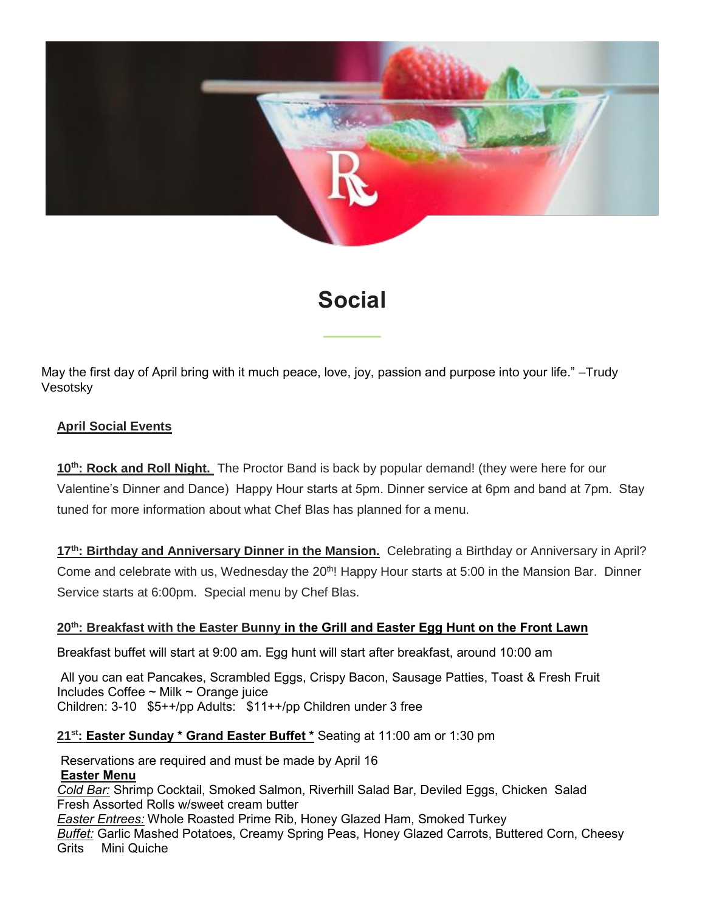# Social

May the first day of April bring with it much peace, love, joy, passion and purpose into your life." –Trudy Vesotsky

**April Social Events**

**10th: Rock and Roll Night.** The Proctor Band is back by popular demand! (they were here for our Valentine's Dinner and Dance) Happy Hour starts at 5pm. Dinner service at 6pm and band at 7pm. Stay tuned for more information about what Chef Blas has planned for a menu.

**17th: Birthday and Anniversary Dinner in the Mansion.** Celebrating a Birthday or Anniversary in April? Come and celebrate with us, Wednesday the 20th! Happy Hour starts at 5:00 in the Mansion Bar. Dinner Service starts at 6:00pm. Special menu by Chef Blas.

**20th: Breakfast with the Easter Bunny in the Grill and Easter Egg Hunt on the Front Lawn**

Breakfast buffet will start at 9:00 am. Egg hunt will start after breakfast, around 10:00 am

All you can eat Pancakes, Scrambled Eggs, Crispy Bacon, Sausage Patties, Toast & Fresh Fruit
Includes Coffee ~ Milk ~ Orange juice
Children: 3-10 $5++/pp Adults: $11++/pp Children under 3 free

**21st: Easter Sunday * Grand Easter Buffet *** Seating at 11:00 am or 1:30 pm

Reservations are required and must be made by April 16

**Easter Menu**

*Cold Bar:* Shrimp Cocktail, Smoked Salmon, Riverhill Salad Bar, Deviled Eggs, Chicken Salad
Fresh Assorted Rolls w/sweet cream butter
*Easter Entrees:* Whole Roasted Prime Rib, Honey Glazed Ham, Smoked Turkey
*Buffet:* Garlic Mashed Potatoes, Creamy Spring Peas, Honey Glazed Carrots, Buttered Corn, Cheesy Grits Mini Quiche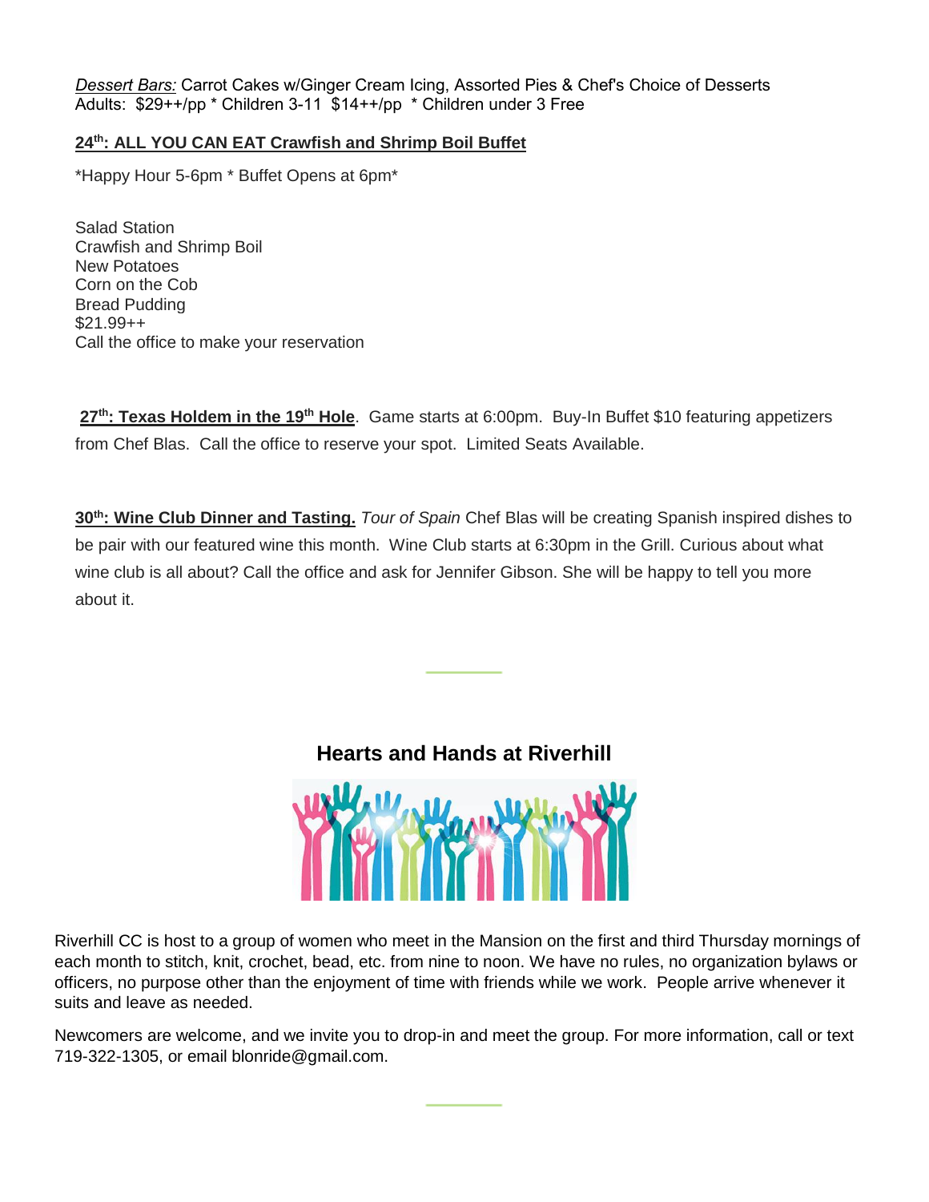*Dessert Bars:* Carrot Cakes w/Ginger Cream Icing, Assorted Pies & Chef's Choice of Desserts
Adults: $29++/pp * Children 3-11 $14++/pp * Children under 3 Free

**24th: ALL YOU CAN EAT Crawfish and Shrimp Boil Buffet**

*Happy Hour 5-6pm * Buffet Opens at 6pm*

Salad Station
Crawfish and Shrimp Boil
New Potatoes
Corn on the Cob
Bread Pudding
$21.99++
Call the office to make your reservation

**27th: Texas Holdem in the 19th Hole**. Game starts at 6:00pm. Buy-In Buffet $10 featuring appetizers from Chef Blas. Call the office to reserve your spot. Limited Seats Available.

**30th: Wine Club Dinner and Tasting.** *Tour of Spain* Chef Blas will be creating Spanish inspired dishes to be pair with our featured wine this month. Wine Club starts at 6:30pm in the Grill. Curious about what wine club is all about? Call the office and ask for Jennifer Gibson. She will be happy to tell you more about it.

## Hearts and Hands at Riverhill

Riverhill CC is host to a group of women who meet in the Mansion on the first and third Thursday mornings of each month to stitch, knit, crochet, bead, etc. from nine to noon. We have no rules, no organization bylaws or officers, no purpose other than the enjoyment of time with friends while we work. People arrive whenever it suits and leave as needed.

Newcomers are welcome, and we invite you to drop-in and meet the group. For more information, call or text 719-322-1305, or email blonride@gmail.com.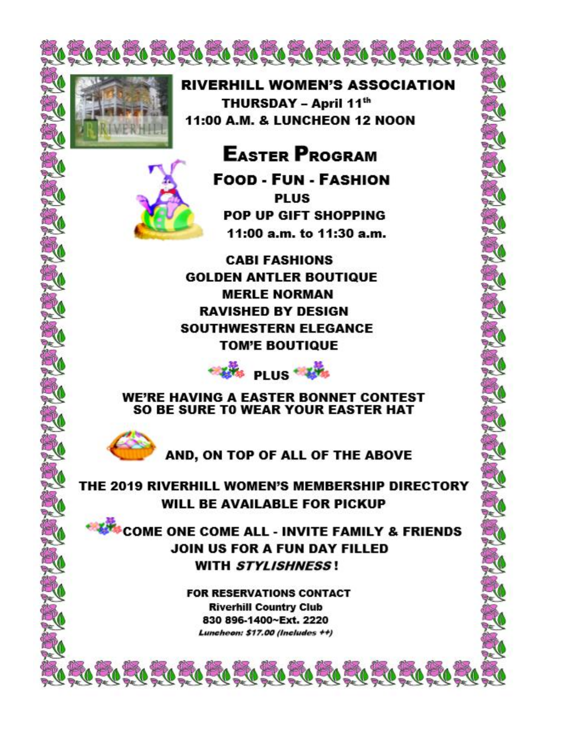# RIVERHILL WOMEN'S ASSOCIATION

**THURSDAY – April 11th**

**11:00 A.M. & LUNCHEON 12 NOON**

## EASTER PROGRAM

**FOOD - FUN - FASHION**

**PLUS**

**POP UP GIFT SHOPPING**

**11:00 a.m. to 11:30 a.m.**

**CABI FASHIONS**
**GOLDEN ANTLER BOUTIQUE**
**MERLE NORMAN**
**RAVISHED BY DESIGN**
**SOUTHWESTERN ELEGANCE**
**TOM'E BOUTIQUE**

**PLUS**

**WE'RE HAVING A EASTER BONNET CONTEST SO BE SURE T0 WEAR YOUR EASTER HAT**

**AND, ON TOP OF ALL OF THE ABOVE**

**THE 2019 RIVERHILL WOMEN'S MEMBERSHIP DIRECTORY WILL BE AVAILABLE FOR PICKUP**

**COME ONE COME ALL - INVITE FAMILY & FRIENDS JOIN US FOR A FUN DAY FILLED WITH *STYLISHNESS*!**

**FOR RESERVATIONS CONTACT**
**Riverhill Country Club**
**830 896-1400~Ext. 2220**
***Luncheon: $17.00 (Includes ++)***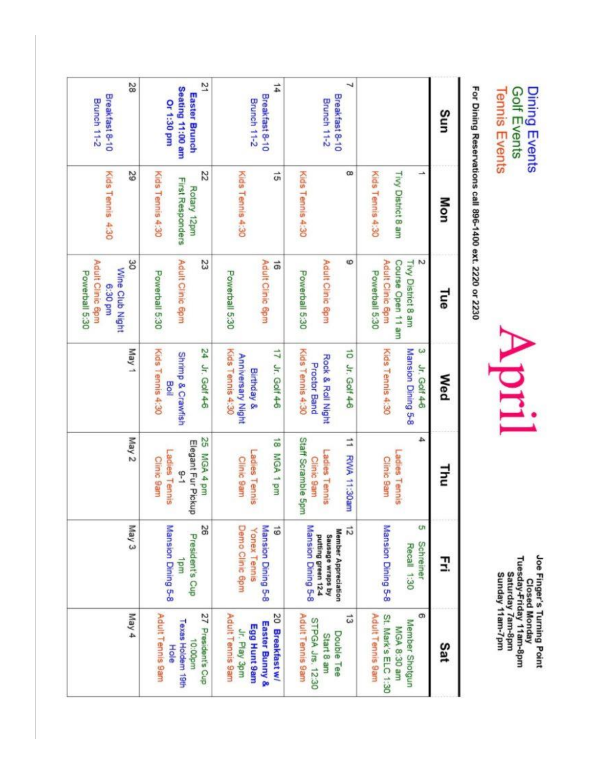# April

Dining Events
Golf Events
Tennis Events

Joe Finger's Turning Point
Closed Monday
Tuesday-Friday 11am-8pm
Saturday 7am-8pm
Sunday 11am-7pm

For Dining Reservations call 896-1400 ext. 2220 or 2230

| Sun | Mon | Tue | Wed | Thu | Fri | Sat |
|---|---|---|---|---|---|---|
| | 1 Tivy District 8 am<br>Kids Tennis 4:30 | 2 Tivy District 8 am<br>Course Open 11 am<br>Adult Clinic 6pm<br>Powerball 5:30 | 3 Jr. Golf 4-6<br>Mansion Dining 5-8<br>Kids Tennis 4:30 | 4<br>Ladies Tennis Clinic 9am | 5 Schreiner Recall 1:30<br>Mansion Dining 5-8 | 6 Member Shotgun<br>MGA 8:30 am<br>St. Mark's ELC 1:30<br>Adult Tennis 9am |
| 7 Breakfast 8-10<br>Brunch 11-2 | 8<br>Kids Tennis 4:30 | 9<br>Adult Clinic 6pm<br>Powerball 5:30 | 10 Jr. Golf 4-6<br>Rock & Roll Night<br>Proctor Band<br>Kids Tennis 4:30 | 11 RVA 11:30am<br>Ladies Tennis Clinic 9am<br>Staff Scramble 5pm | 12<br>**Member Appreciation**<br>**Sausage wraps by putting green 12-4**<br>Mansion Dining 5-8 | 13<br>Double Tee Start 8 am<br>STPGA Jrs. 12:30<br>Adult Tennis 9am |
| 14 Breakfast 8-10<br>Brunch 11-2 | 15<br>Kids Tennis 4:30 | 16<br>Adult Clinic 6pm<br>Powerball 5:30 | 17 Jr. Golf 4-6<br>Birthday & Anniversary Night<br>Kids Tennis 4:30 | 18 MGA 1 pm<br>Ladies Tennis Clinic 9am | 19<br>Mansion Dining 5-8<br>Yonex Tennis Demo Clinic 6pm | 20 **Breakfast w/ Easter Bunny & Egg Hunt 9am**<br>Jr. Play 3pm<br>Adult Tennis 9am |
| 21<br>**Easter Brunch Seating 11:00 am Or 1:30 pm** | 22<br>Rotary 12pm<br>First Responders<br>Kids Tennis 4:30 | 23<br>Adult Clinic 6pm<br>Powerball 5:30 | 24 Jr. Golf 4-6<br>Shrimp & Crawfish Boil<br>Kids Tennis 4:30 | 25 MGA 4 pm<br>Elegant Fur Pickup 9-1<br>Ladies Tennis Clinic 9am | 26<br>President's Cup 1pm<br>Mansion Dining 5-8 | 27 President's Cup 10:00pm<br>Texas Holdem 19th Hole<br>Adult Tennis 9am |
| 28<br>Breakfast 8-10<br>Brunch 11-2 | 29<br>Kids Tennis 4:30 | 30<br>Wine Club Night 6:30 pm<br>Adult Clinic 6pm<br>Powerball 5:30 | May 1 | May 2 | May 3 | May 4 |